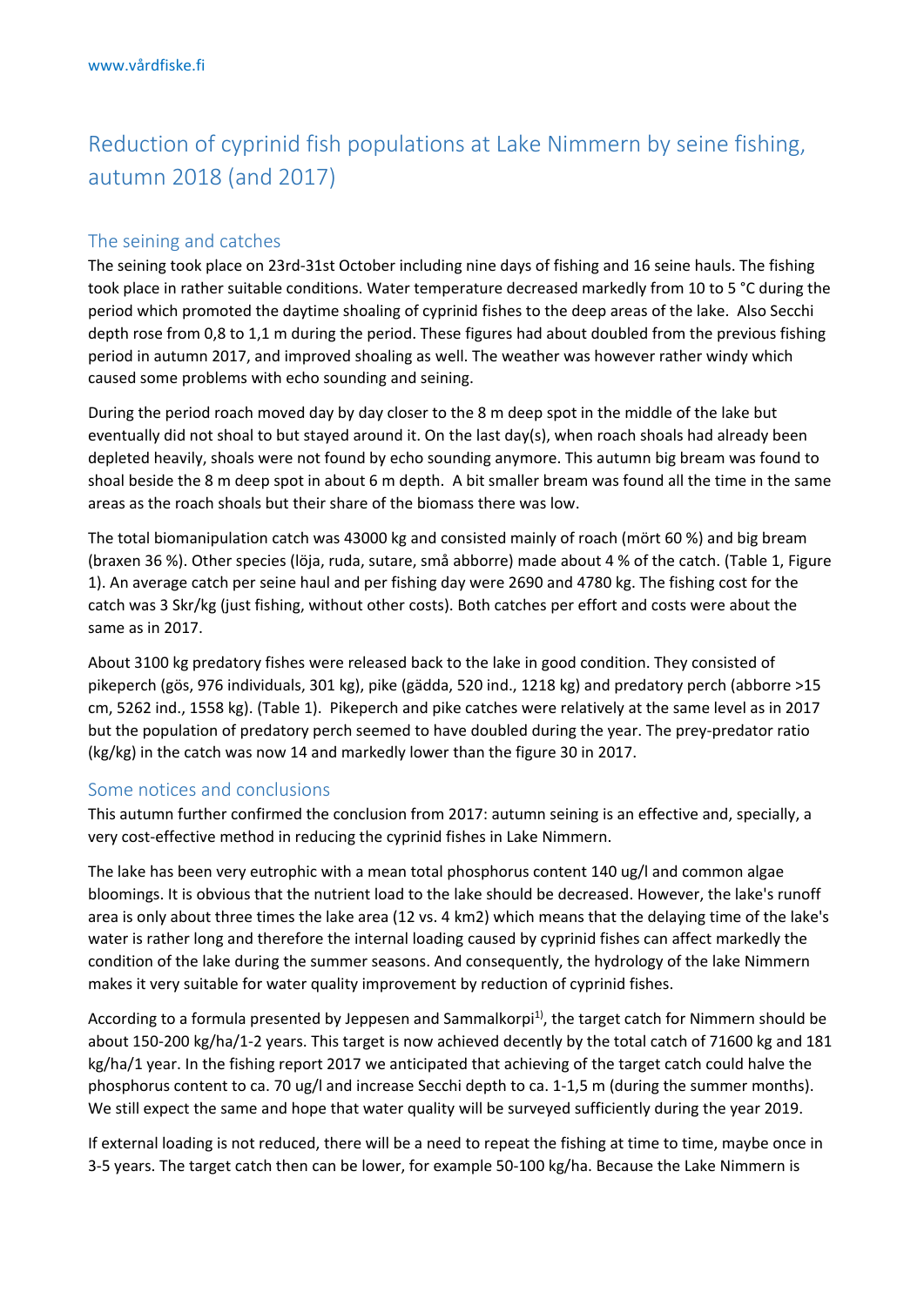www.vårdfiske.fi

# Reduction of cyprinid fish populations at Lake Nimmern by seine fishing, autumn 2018 (and 2017)

## The seining and catches

The seining took place on 23rd-31st October including nine days of fishing and 16 seine hauls. The fishing took place in rather suitable conditions. Water temperature decreased markedly from 10 to 5 °C during the period which promoted the daytime shoaling of cyprinid fishes to the deep areas of the lake. Also Secchi depth rose from 0,8 to 1,1 m during the period. These figures had about doubled from the previous fishing period in autumn 2017, and improved shoaling as well. The weather was however rather windy which caused some problems with echo sounding and seining.

During the period roach moved day by day closer to the 8 m deep spot in the middle of the lake but eventually did not shoal to but stayed around it. On the last day(s), when roach shoals had already been depleted heavily, shoals were not found by echo sounding anymore. This autumn big bream was found to shoal beside the 8 m deep spot in about 6 m depth. A bit smaller bream was found all the time in the same areas as the roach shoals but their share of the biomass there was low.

The total biomanipulation catch was 43000 kg and consisted mainly of roach (mört 60 %) and big bream (braxen 36 %). Other species (löja, ruda, sutare, små abborre) made about 4 % of the catch. (Table 1, Figure 1). An average catch per seine haul and per fishing day were 2690 and 4780 kg. The fishing cost for the catch was 3 Skr/kg (just fishing, without other costs). Both catches per effort and costs were about the same as in 2017.

About 3100 kg predatory fishes were released back to the lake in good condition. They consisted of pikeperch (gös, 976 individuals, 301 kg), pike (gädda, 520 ind., 1218 kg) and predatory perch (abborre >15 cm, 5262 ind., 1558 kg). (Table 1). Pikeperch and pike catches were relatively at the same level as in 2017 but the population of predatory perch seemed to have doubled during the year. The prey-predator ratio (kg/kg) in the catch was now 14 and markedly lower than the figure 30 in 2017.

## Some notices and conclusions

This autumn further confirmed the conclusion from 2017: autumn seining is an effective and, specially, a very cost-effective method in reducing the cyprinid fishes in Lake Nimmern.

The lake has been very eutrophic with a mean total phosphorus content 140 ug/l and common algae bloomings. It is obvious that the nutrient load to the lake should be decreased. However, the lake's runoff area is only about three times the lake area (12 vs. 4 km2) which means that the delaying time of the lake's water is rather long and therefore the internal loading caused by cyprinid fishes can affect markedly the condition of the lake during the summer seasons. And consequently, the hydrology of the lake Nimmern makes it very suitable for water quality improvement by reduction of cyprinid fishes.

According to a formula presented by Jeppesen and Sammalkorpi[1)], the target catch for Nimmern should be about 150-200 kg/ha/1-2 years. This target is now achieved decently by the total catch of 71600 kg and 181 kg/ha/1 year. In the fishing report 2017 we anticipated that achieving of the target catch could halve the phosphorus content to ca. 70 ug/l and increase Secchi depth to ca. 1-1,5 m (during the summer months). We still expect the same and hope that water quality will be surveyed sufficiently during the year 2019.

If external loading is not reduced, there will be a need to repeat the fishing at time to time, maybe once in 3-5 years. The target catch then can be lower, for example 50-100 kg/ha. Because the Lake Nimmern is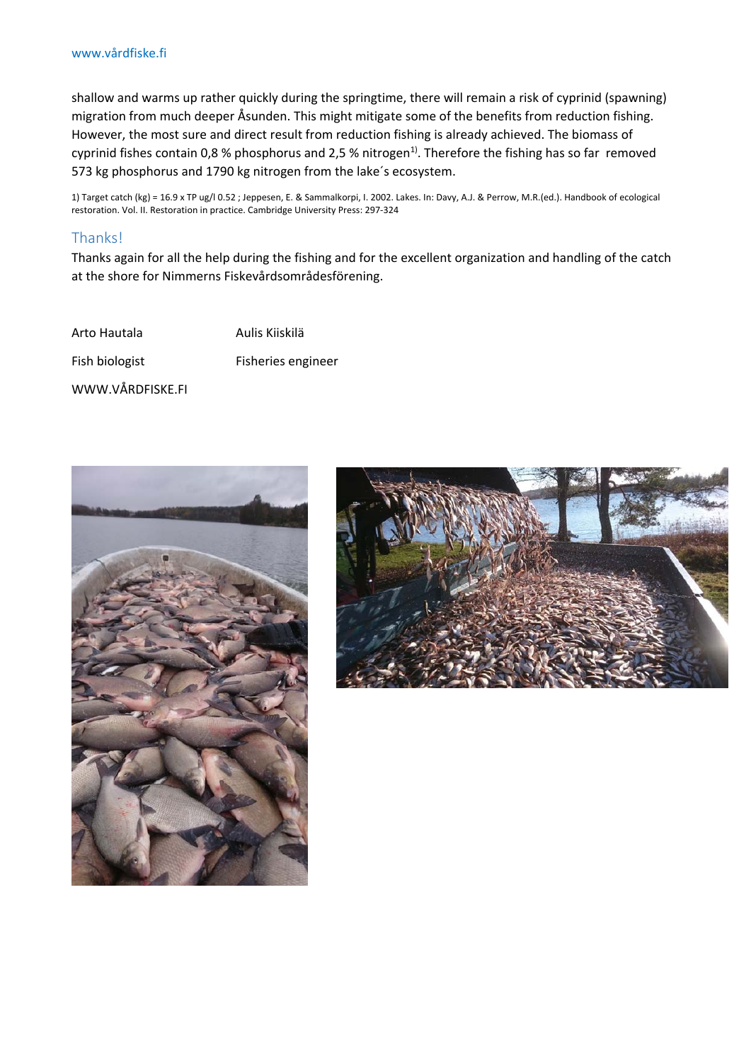shallow and warms up rather quickly during the springtime, there will remain a risk of cyprinid (spawning) migration from much deeper Åsunden. This might mitigate some of the benefits from reduction fishing. However, the most sure and direct result from reduction fishing is already achieved. The biomass of cyprinid fishes contain 0,8 % phosphorus and 2,5 % nitrogen[1)]. Therefore the fishing has so far removed 573 kg phosphorus and 1790 kg nitrogen from the lake´s ecosystem.

1) Target catch (kg) = 16.9 x TP ug/l 0.52 ; Jeppesen, E. & Sammalkorpi, I. 2002. Lakes. In: Davy, A.J. & Perrow, M.R.(ed.). Handbook of ecological restoration. Vol. II. Restoration in practice. Cambridge University Press: 297-324

## Thanks!

Thanks again for all the help during the fishing and for the excellent organization and handling of the catch at the shore for Nimmerns Fiskevårdsområdesförening.

Arto Hautala
Fish biologist
WWW.VÅRDFISKE.FI

Aulis Kiiskilä
Fisheries engineer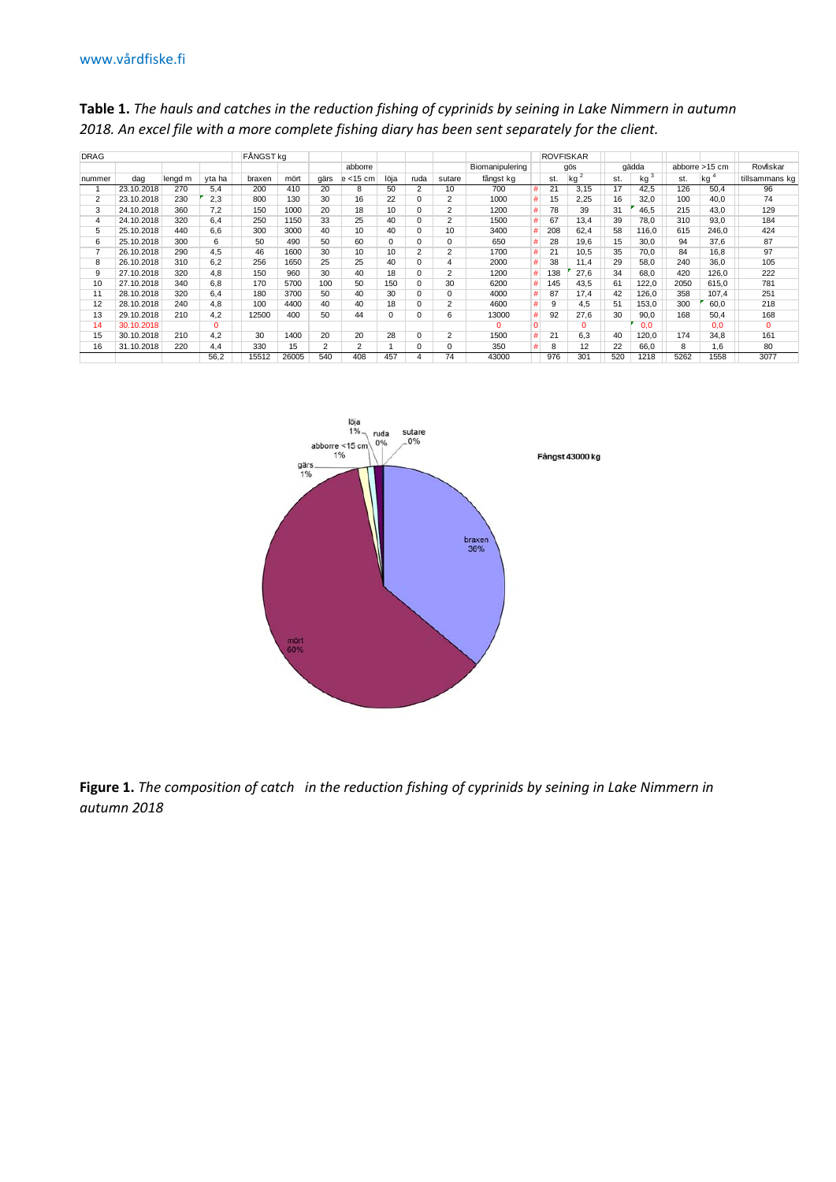**Table 1.** *The hauls and catches in the reduction fishing of cyprinids by seining in Lake Nimmern in autumn 2018. An excel file with a more complete fishing diary has been sent separately for the client.*

| DRAG | | | | FÅNGST kg | | | | | | | | | ROVFISKAR | | | | | | |
|---|---|---|---|---|---|---|---|---|---|---|---|---|---|---|---|---|---|---|---|
| | | | | | | | abborre | | | | Biomanipulering | | gös | | gädda | | abborre >15 cm | | Rovfiskar |
| nummer | dag | lengd m | yta ha | braxen | mört | gärs | e <15 cm | löja | ruda | sutare | fångst kg | | st. | kg [2] | st. | kg [3] | st. | kg [4] | tillsammans kg |
| 1 | 23.10.2018 | 270 | 5,4 | 200 | 410 | 20 | 8 | 50 | 2 | 10 | 700 | # | 21 | 3,15 | 17 | 42,5 | 126 | 50,4 | 96 |
| 2 | 23.10.2018 | 230 | 2,3 | 800 | 130 | 30 | 16 | 22 | 0 | 2 | 1000 | # | 15 | 2,25 | 16 | 32,0 | 100 | 40,0 | 74 |
| 3 | 24.10.2018 | 360 | 7,2 | 150 | 1000 | 20 | 18 | 10 | 0 | 2 | 1200 | # | 78 | 39 | 31 | 46,5 | 215 | 43,0 | 129 |
| 4 | 24.10.2018 | 320 | 6,4 | 250 | 1150 | 33 | 25 | 40 | 0 | 2 | 1500 | # | 67 | 13,4 | 39 | 78,0 | 310 | 93,0 | 184 |
| 5 | 25.10.2018 | 440 | 6,6 | 300 | 3000 | 40 | 10 | 40 | 0 | 10 | 3400 | # | 208 | 62,4 | 58 | 116,0 | 615 | 246,0 | 424 |
| 6 | 25.10.2018 | 300 | 6 | 50 | 490 | 50 | 60 | 0 | 0 | 0 | 650 | # | 28 | 19,6 | 15 | 30,0 | 94 | 37,6 | 87 |
| 7 | 26.10.2018 | 290 | 4,5 | 46 | 1600 | 30 | 10 | 10 | 2 | 2 | 1700 | # | 21 | 10,5 | 35 | 70,0 | 84 | 16,8 | 97 |
| 8 | 26.10.2018 | 310 | 6,2 | 256 | 1650 | 25 | 25 | 40 | 0 | 4 | 2000 | # | 38 | 11,4 | 29 | 58,0 | 240 | 36,0 | 105 |
| 9 | 27.10.2018 | 320 | 4,8 | 150 | 960 | 30 | 40 | 18 | 0 | 2 | 1200 | # | 138 | 27,6 | 34 | 68,0 | 420 | 126,0 | 222 |
| 10 | 27.10.2018 | 340 | 6,8 | 170 | 5700 | 100 | 50 | 150 | 0 | 30 | 6200 | # | 145 | 43,5 | 61 | 122,0 | 2050 | 615,0 | 781 |
| 11 | 28.10.2018 | 320 | 6,4 | 180 | 3700 | 50 | 40 | 30 | 0 | 0 | 4000 | # | 87 | 17,4 | 42 | 126,0 | 358 | 107,4 | 251 |
| 12 | 28.10.2018 | 240 | 4,8 | 100 | 4400 | 40 | 40 | 18 | 0 | 2 | 4600 | # | 9 | 4,5 | 51 | 153,0 | 300 | 60,0 | 218 |
| 13 | 29.10.2018 | 210 | 4,2 | 12500 | 400 | 50 | 44 | 0 | 0 | 6 | 13000 | # | 92 | 27,6 | 30 | 90,0 | 168 | 50,4 | 168 |
| 14 | 30.10.2018 | | 0 | | | | | | | | 0 | 0 | | 0 | | 0,0 | | 0,0 | 0 |
| 15 | 30.10.2018 | 210 | 4,2 | 30 | 1400 | 20 | 20 | 28 | 0 | 2 | 1500 | # | 21 | 6,3 | 40 | 120,0 | 174 | 34,8 | 161 |
| 16 | 31.10.2018 | 220 | 4,4 | 330 | 15 | 2 | 2 | 1 | 0 | 0 | 350 | # | 8 | 12 | 22 | 66,0 | 8 | 1,6 | 80 |
| | | | 56,2 | 15512 | 26005 | 540 | 408 | 457 | 4 | 74 | 43000 | | 976 | 301 | 520 | 1218 | 5262 | 1558 | 3077 |

**Figure 1.** *The composition of catch in the reduction fishing of cyprinids by seining in Lake Nimmern in autumn 2018*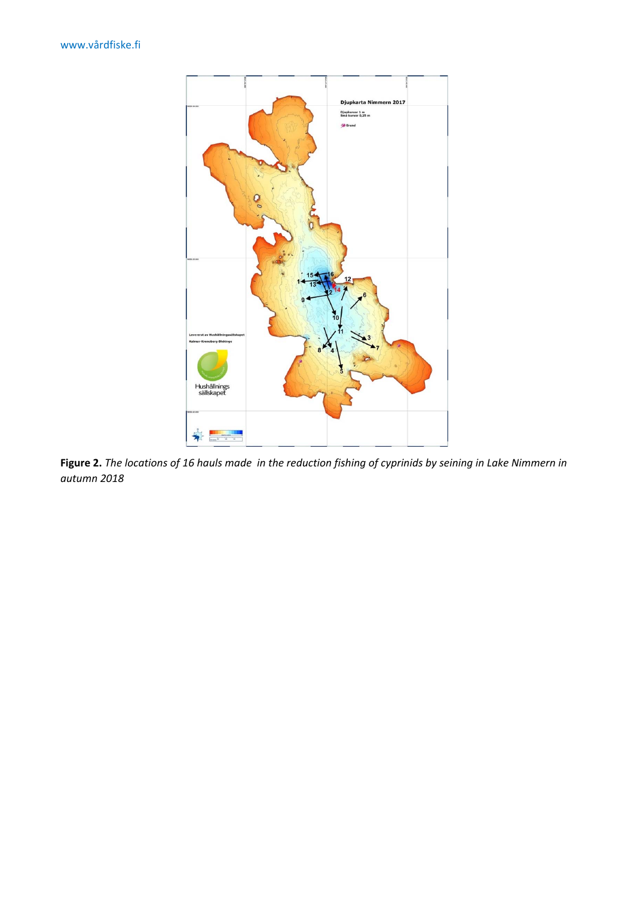Djupkarta Nimmern 2017

Djupkurvor 1 m
Små kurvor 0,25 m

Grund

Levererat av Hushållningssällskapet
Kalmar-Kronoberg-Blekinge

Hushållnings
sällskapet

15 16 1 13 12 14 2 9 6 10 11 3 8 4 7 5

**Figure 2.** *The locations of 16 hauls made in the reduction fishing of cyprinids by seining in Lake Nimmern in autumn 2018*